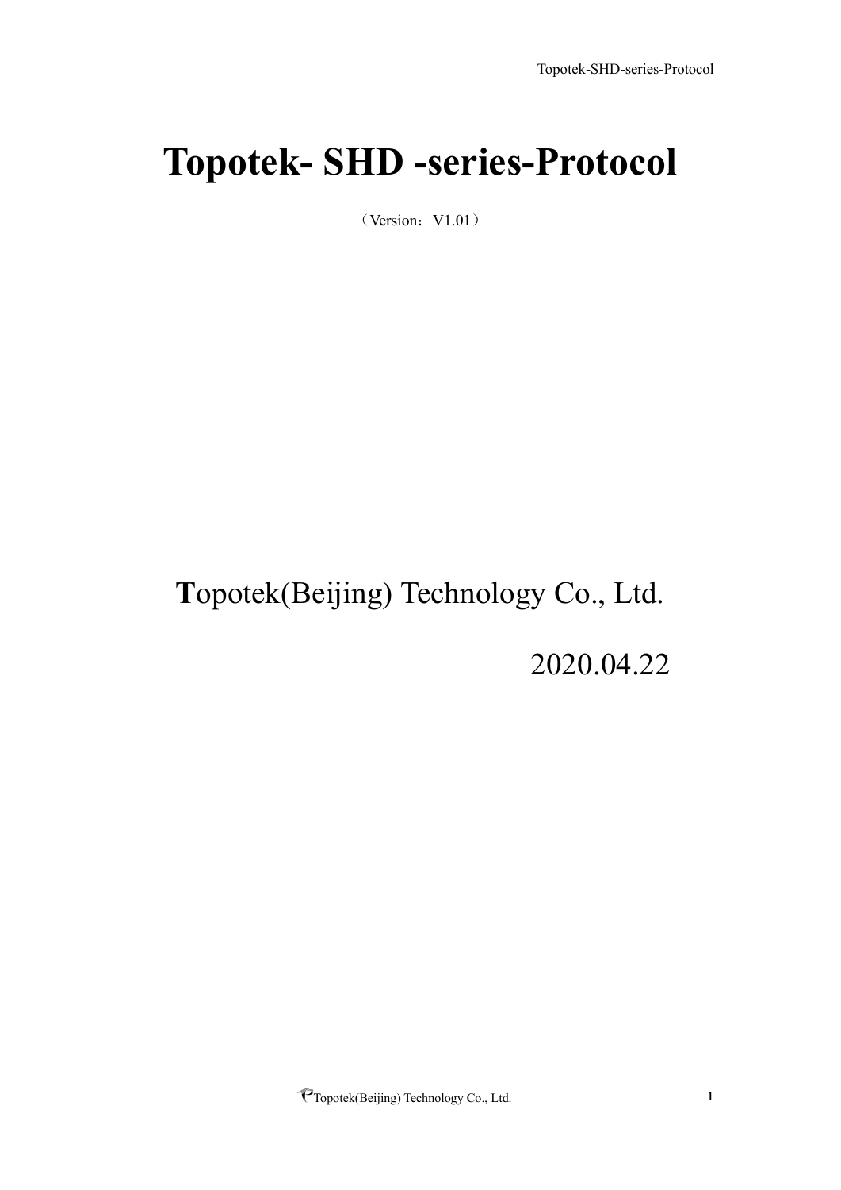# Topotek- SHD -series-Protocol

（Version：V1.01）

**T**opotek(Beijing) Technology Co., Ltd.

2020.04.22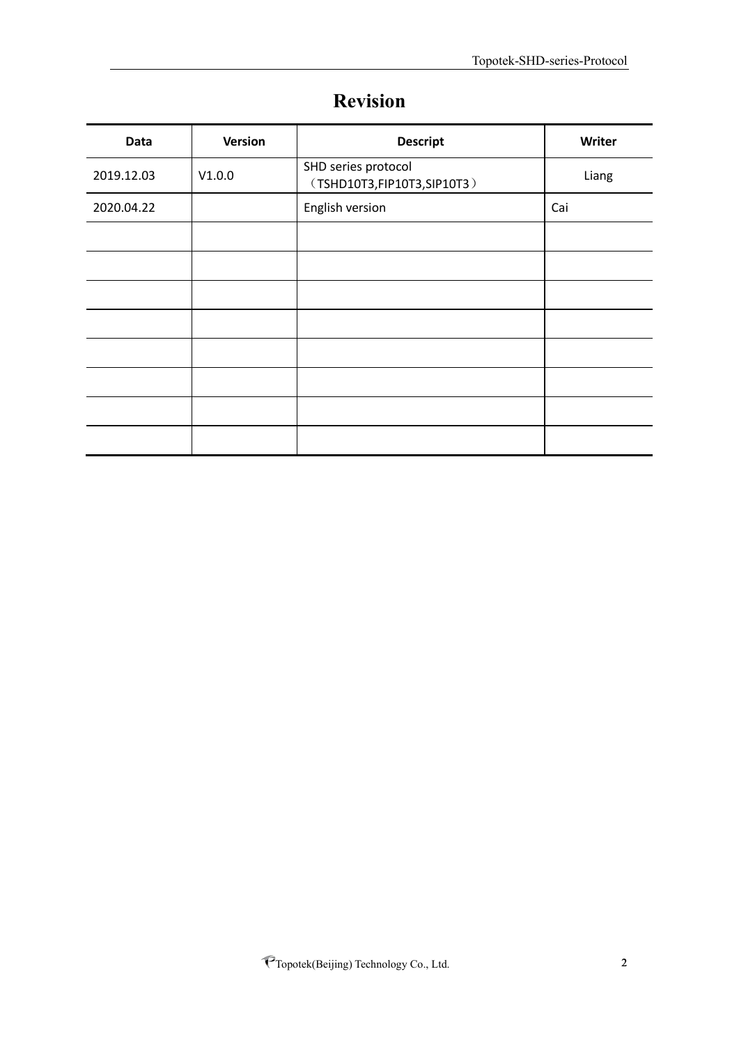# Revision

| Data | Version | Descript | Writer |
|---|---|---|---|
| 2019.12.03 | V1.0.0 | SHD series protocol （TSHD10T3,FIP10T3,SIP10T3） | Liang |
| 2020.04.22 | | English version | Cai |
| | | | |
| | | | |
| | | | |
| | | | |
| | | | |
| | | | |
| | | | |
| | | | |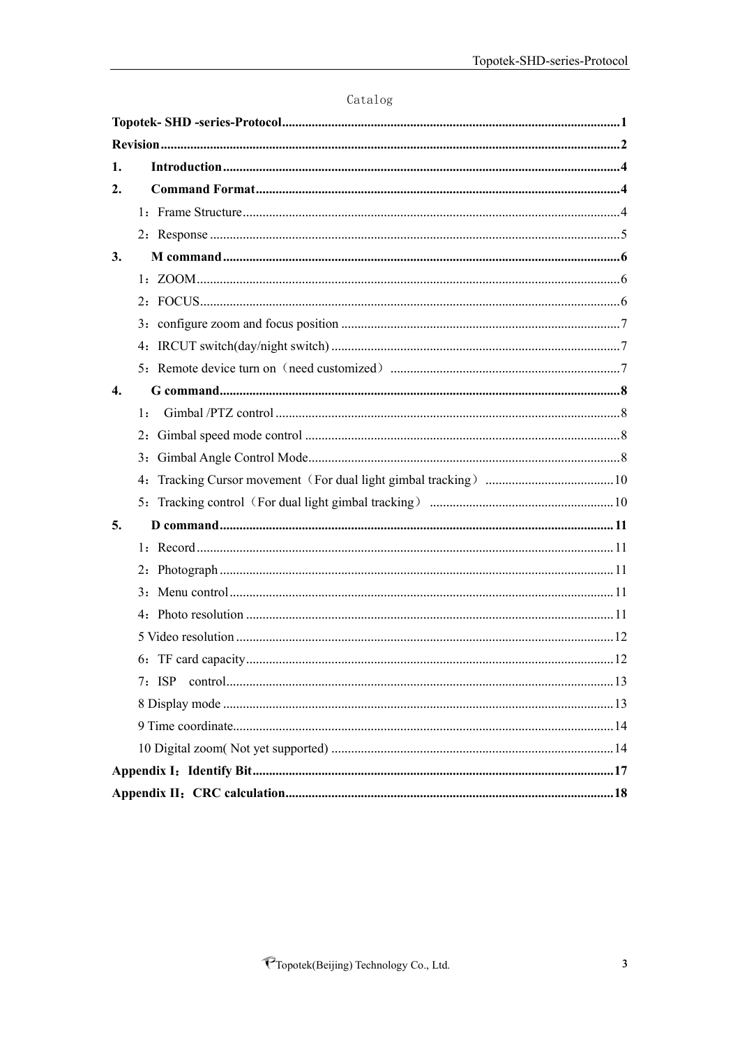Catalog

**Topotek- SHD -series-Protocol** .......... **1**

**Revision** .......... **2**

**1. Introduction** .......... **4**

**2. Command Format** .......... **4**

1：Frame Structure .......... 4

2：Response .......... 5

**3. M command** .......... **6**

1：ZOOM .......... 6

2：FOCUS .......... 6

3：configure zoom and focus position .......... 7

4：IRCUT switch(day/night switch) .......... 7

5：Remote device turn on（need customized） .......... 7

**4. G command** .......... **8**

1： Gimbal /PTZ control .......... 8

2：Gimbal speed mode control .......... 8

3：Gimbal Angle Control Mode .......... 8

4：Tracking Cursor movement（For dual light gimbal tracking） .......... 10

5：Tracking control（For dual light gimbal tracking） .......... 10

**5. D command** .......... **11**

1：Record .......... 11

2：Photograph .......... 11

3：Menu control .......... 11

4：Photo resolution .......... 11

5 Video resolution .......... 12

6：TF card capacity .......... 12

7：ISP control .......... 13

8 Display mode .......... 13

9 Time coordinate .......... 14

10 Digital zoom( Not yet supported) .......... 14

**Appendix I：Identify Bit** .......... **17**

**Appendix II：CRC calculation** .......... **18**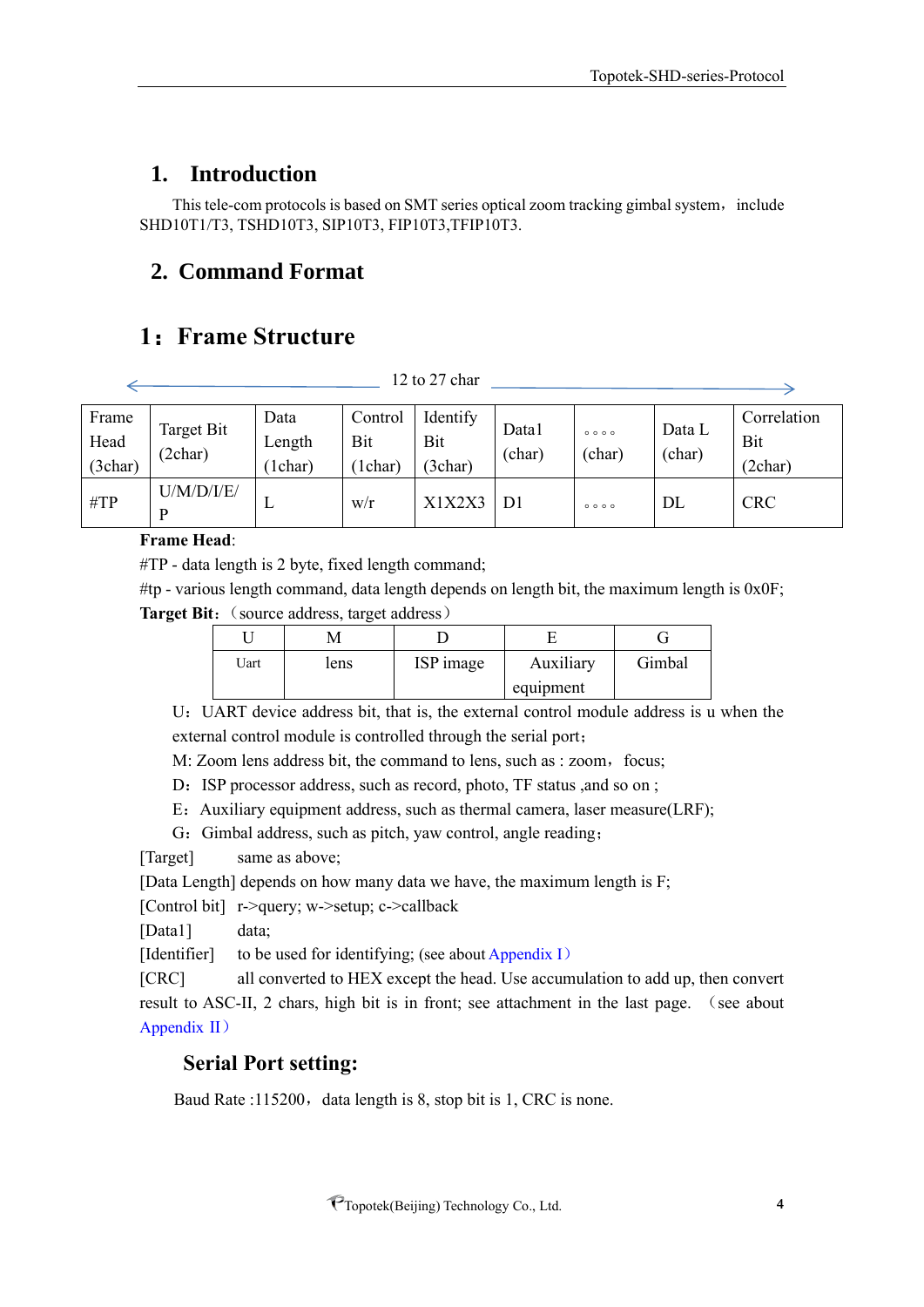# 1. Introduction

This tele-com protocols is based on SMT series optical zoom tracking gimbal system， include SHD10T1/T3, TSHD10T3, SIP10T3, FIP10T3,TFIP10T3.

# 2. Command Format

## 1：Frame Structure

12 to 27 char

| Frame Head (3char) | Target Bit (2char) | Data Length (1char) | Control Bit (1char) | Identify Bit (3char) | Data1 (char) | 。。。。 (char) | Data L (char) | Correlation Bit (2char) |
|---|---|---|---|---|---|---|---|---|
| #TP | U/M/D/I/E/P | L | w/r | X1X2X3 | D1 | 。。。。 | DL | CRC |

**Frame Head**:

#TP - data length is 2 byte, fixed length command;

#tp - various length command, data length depends on length bit, the maximum length is 0x0F;

**Target Bit**:（source address, target address）

| U | M | D | E | G |
|---|---|---|---|---|
| Uart | lens | ISP image | Auxiliary equipment | Gimbal |

U：UART device address bit, that is, the external control module address is u when the external control module is controlled through the serial port；

M: Zoom lens address bit, the command to lens, such as : zoom， focus;

D：ISP processor address, such as record, photo, TF status ,and so on ;

E：Auxiliary equipment address, such as thermal camera, laser measure(LRF);

G：Gimbal address, such as pitch, yaw control, angle reading；

[Target] same as above;

[Data Length] depends on how many data we have, the maximum length is F;

[Control bit] r->query; w->setup; c->callback

[Data1] data;

[Identifier] to be used for identifying; (see about Appendix I）

[CRC] all converted to HEX except the head. Use accumulation to add up, then convert result to ASC-II, 2 chars, high bit is in front; see attachment in the last page. （see about Appendix II）

### Serial Port setting:

Baud Rate :115200，data length is 8, stop bit is 1, CRC is none.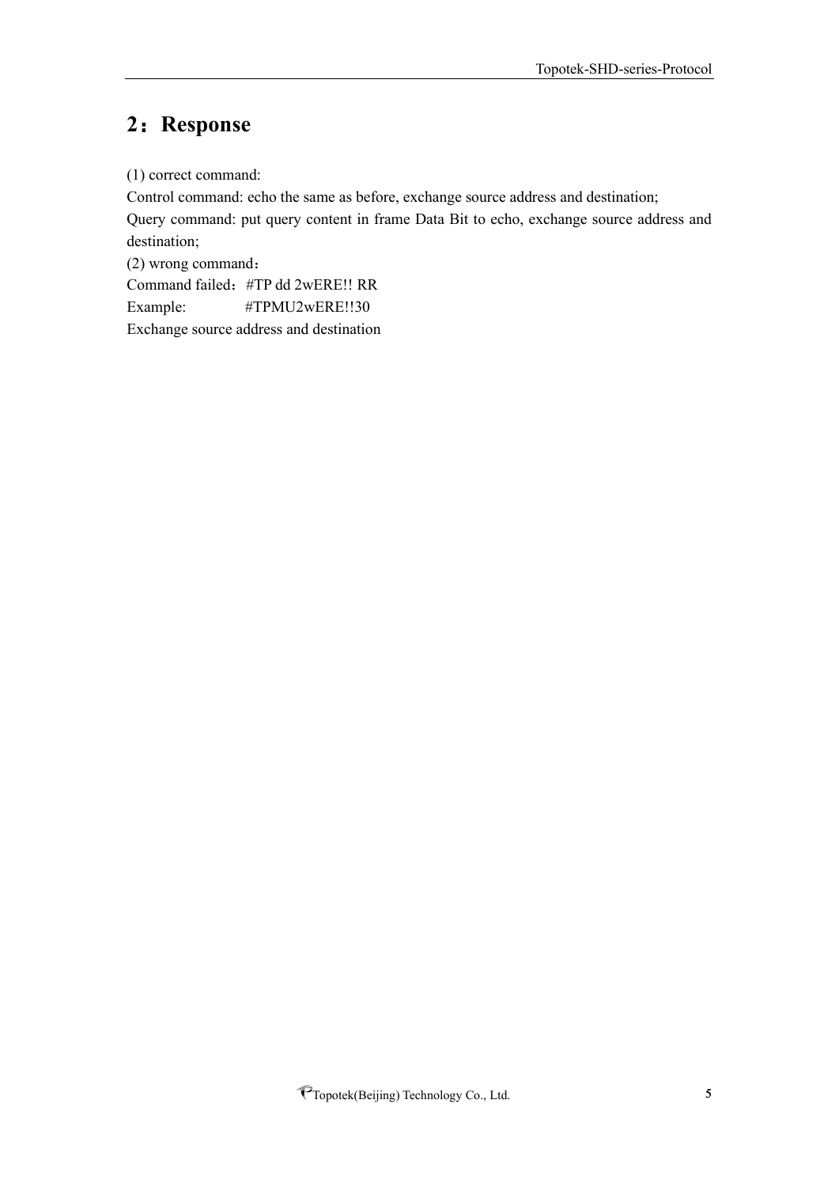## 2：Response

(1) correct command:

Control command: echo the same as before, exchange source address and destination;

Query command: put query content in frame Data Bit to echo, exchange source address and destination;

(2) wrong command：

Command failed：#TP dd 2wERE!! RR

Example: #TPMU2wERE!!30

Exchange source address and destination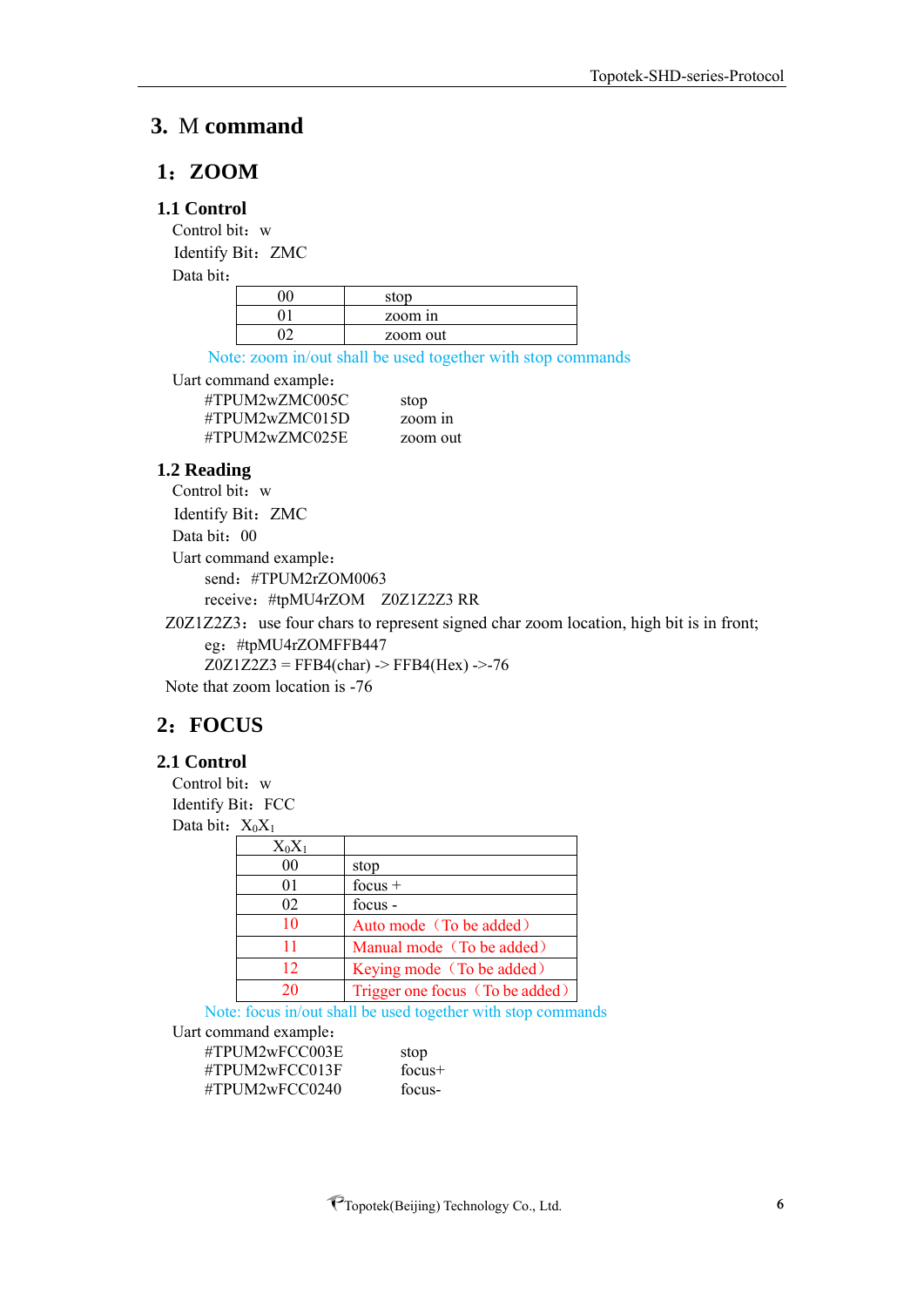# 3. M command

## 1：ZOOM

### 1.1 Control

Control bit：w

Identify Bit：ZMC

Data bit：

| 00 | stop |
|---|---|
| 01 | zoom in |
| 02 | zoom out |

Note: zoom in/out shall be used together with stop commands

Uart command example：

```
#TPUM2wZMC005C        stop
#TPUM2wZMC015D        zoom in
#TPUM2wZMC025E        zoom out
```

### 1.2 Reading

Control bit：w

Identify Bit：ZMC

Data bit：00

Uart command example：

send：#TPUM2rZOM0063

receive：#tpMU4rZOM　Z0Z1Z2Z3 RR

Z0Z1Z2Z3：use four chars to represent signed char zoom location, high bit is in front;

eg：#tpMU4rZOMFFB447

Z0Z1Z2Z3 = FFB4(char) -> FFB4(Hex) ->-76

Note that zoom location is -76

## 2：FOCUS

### 2.1 Control

Control bit：w

Identify Bit：FCC

Data bit：$X_0X_1$

| $X_0X_1$ | |
|---|---|
| 00 | stop |
| 01 | focus + |
| 02 | focus - |
| 10 | Auto mode（To be added） |
| 11 | Manual mode（To be added） |
| 12 | Keying mode（To be added） |
| 20 | Trigger one focus（To be added） |

Note: focus in/out shall be used together with stop commands

Uart command example：

```
#TPUM2wFCC003E        stop
#TPUM2wFCC013F        focus+
#TPUM2wFCC0240        focus-
```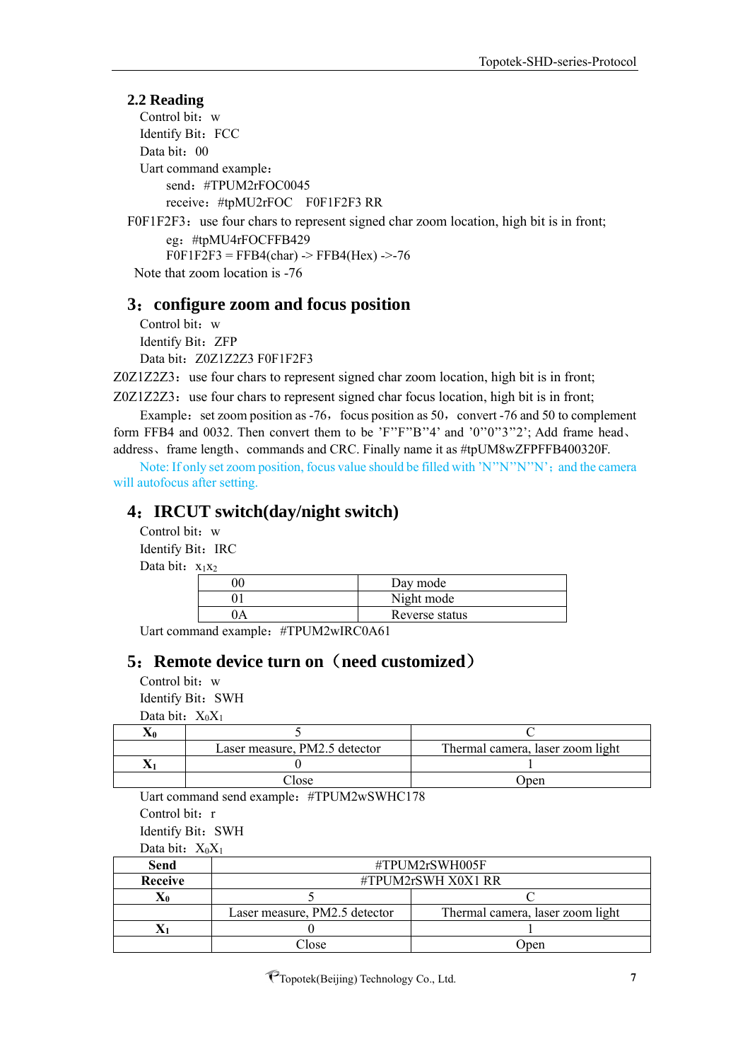### 2.2 Reading

Control bit：w

Identify Bit：FCC

Data bit：00

Uart command example：

send：#TPUM2rFOC0045

receive：#tpMU2rFOC　F0F1F2F3 RR

F0F1F2F3：use four chars to represent signed char zoom location, high bit is in front;

eg：#tpMU4rFOCFFB429

F0F1F2F3 = FFB4(char) -> FFB4(Hex) ->-76

Note that zoom location is -76

## 3：configure zoom and focus position

Control bit：w

Identify Bit：ZFP

Data bit：Z0Z1Z2Z3 F0F1F2F3

Z0Z1Z2Z3：use four chars to represent signed char zoom location, high bit is in front;

Z0Z1Z2Z3：use four chars to represent signed char focus location, high bit is in front;

Example：set zoom position as -76，focus position as 50，convert -76 and 50 to complement form FFB4 and 0032. Then convert them to be ’F”F”B”4’ and ’0”0”3”2’; Add frame head、address、frame length、commands and CRC. Finally name it as #tpUM8wZFPFFB400320F.

Note: If only set zoom position, focus value should be filled with ’N”N”N”N’；and the camera will autofocus after setting.

## 4：IRCUT switch(day/night switch)

Control bit：w

Identify Bit：IRC

Data bit：$x_1x_2$

| 00 | Day mode |
|---|---|
| 01 | Night mode |
| 0A | Reverse status |

Uart command example：#TPUM2wIRC0A61

## 5：Remote device turn on（need customized）

Control bit：w

Identify Bit：SWH

Data bit：$X_0X_1$

| $X_0$ | 5 | C |
|---|---|---|
| | Laser measure, PM2.5 detector | Thermal camera, laser zoom light |
| $X_1$ | 0 | 1 |
| | Close | Open |

Uart command send example：#TPUM2wSWHC178

Control bit：r

Identify Bit：SWH

Data bit：$X_0X_1$

| **Send** | #TPUM2rSWH005F | |
|---|---|---|
| **Receive** | #TPUM2rSWH X0X1 RR | |
| $X_0$ | 5 | C |
| | Laser measure, PM2.5 detector | Thermal camera, laser zoom light |
| $X_1$ | 0 | 1 |
| | Close | Open |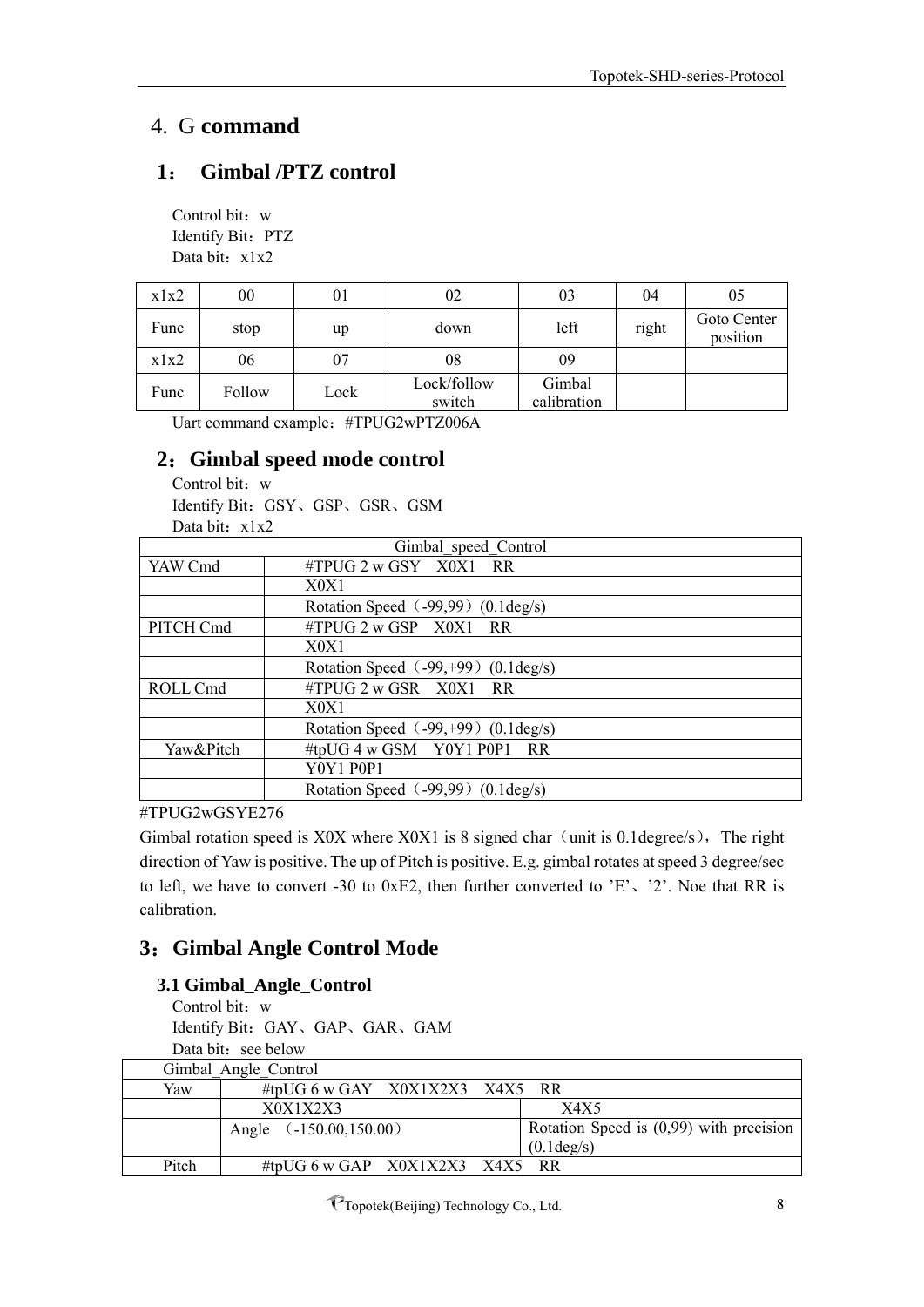## 4. G **command**

### 1： Gimbal /PTZ control

Control bit：w
Identify Bit：PTZ
Data bit：x1x2

| x1x2 | 00 | 01 | 02 | 03 | 04 | 05 |
|---|---|---|---|---|---|---|
| Func | stop | up | down | left | right | Goto Center position |
| x1x2 | 06 | 07 | 08 | 09 | | |
| Func | Follow | Lock | Lock/follow switch | Gimbal calibration | | |

Uart command example：#TPUG2wPTZ006A

### 2：Gimbal speed mode control

Control bit：w
Identify Bit：GSY、GSP、GSR、GSM
Data bit：x1x2

| Gimbal_speed_Control | |
|---|---|
| YAW Cmd | #TPUG 2 w GSY X0X1 RR |
| | X0X1 |
| | Rotation Speed（-99,99）(0.1deg/s) |
| PITCH Cmd | #TPUG 2 w GSP X0X1 RR |
| | X0X1 |
| | Rotation Speed（-99,+99）(0.1deg/s) |
| ROLL Cmd | #TPUG 2 w GSR X0X1 RR |
| | X0X1 |
| | Rotation Speed（-99,+99）(0.1deg/s) |
| Yaw&Pitch | #tpUG 4 w GSM Y0Y1 P0P1 RR |
| | Y0Y1 P0P1 |
| | Rotation Speed（-99,99）(0.1deg/s) |

#TPUG2wGSYE276

Gimbal rotation speed is X0X where X0X1 is 8 signed char（unit is 0.1degree/s），The right direction of Yaw is positive. The up of Pitch is positive. E.g. gimbal rotates at speed 3 degree/sec to left, we have to convert -30 to 0xE2, then further converted to 'E'、'2'. Noe that RR is calibration.

### 3：Gimbal Angle Control Mode

#### 3.1 Gimbal_Angle_Control

Control bit：w
Identify Bit：GAY、GAP、GAR、GAM
Data bit：see below

| Gimbal_Angle_Control | | |
|---|---|---|
| Yaw | #tpUG 6 w GAY X0X1X2X3 X4X5 RR | |
| | X0X1X2X3 | X4X5 |
| | Angle （-150.00,150.00） | Rotation Speed is (0,99) with precision (0.1deg/s) |
| Pitch | #tpUG 6 w GAP X0X1X2X3 X4X5 RR | |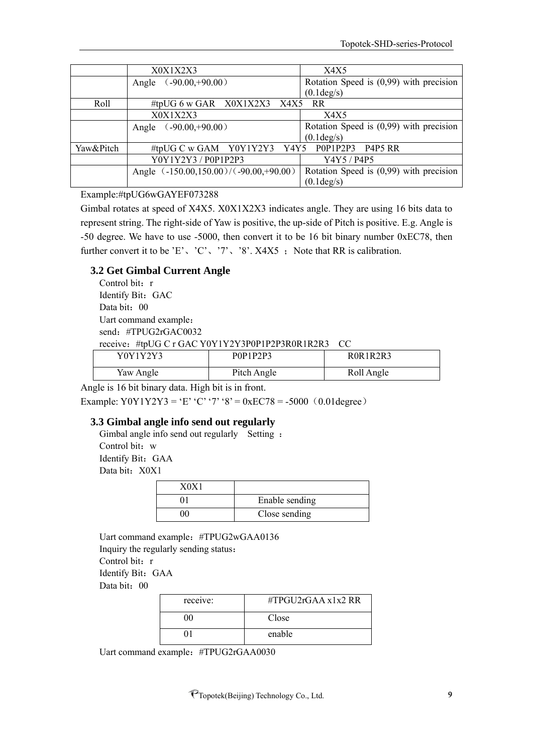|  | X0X1X2X3 | X4X5 |
|---|---|---|
|  | Angle （-90.00,+90.00） | Rotation Speed is (0,99) with precision (0.1deg/s) |
| Roll | #tpUG 6 w GAR X0X1X2X3 X4X5 RR |  |
|  | X0X1X2X3 | X4X5 |
|  | Angle （-90.00,+90.00） | Rotation Speed is (0,99) with precision (0.1deg/s) |
| Yaw&Pitch | #tpUG C w GAM Y0Y1Y2Y3 Y4Y5 P0P1P2P3 P4P5 RR |  |
|  | Y0Y1Y2Y3 / P0P1P2P3 | Y4Y5 / P4P5 |
|  | Angle（-150.00,150.00）/（-90.00,+90.00） | Rotation Speed is (0,99) with precision (0.1deg/s) |

Example:#tpUG6wGAYEF073288

Gimbal rotates at speed of X4X5. X0X1X2X3 indicates angle. They are using 16 bits data to represent string. The right-side of Yaw is positive, the up-side of Pitch is positive. E.g. Angle is -50 degree. We have to use -5000, then convert it to be 16 bit binary number 0xEC78, then further convert it to be 'E'、'C'、'7'、'8'. X4X5 ；Note that RR is calibration.

### 3.2 Get Gimbal Current Angle

Control bit：r

Identify Bit：GAC

Data bit：00

Uart command example：

send：#TPUG2rGAC0032

receive：#tpUG C r GAC Y0Y1Y2Y3P0P1P2P3R0R1R2R3 CC

| Y0Y1Y2Y3 | P0P1P2P3 | R0R1R2R3 |
|---|---|---|
| Yaw Angle | Pitch Angle | Roll Angle |

Angle is 16 bit binary data. High bit is in front.

Example: Y0Y1Y2Y3 = 'E' 'C' '7' '8' = 0xEC78 = -5000（0.01degree）

### 3.3 Gimbal angle info send out regularly

Gimbal angle info send out regularly Setting ：

Control bit：w

Identify Bit：GAA

Data bit：X0X1

| X0X1 |  |
|---|---|
| 01 | Enable sending |
| 00 | Close sending |

Uart command example：#TPUG2wGAA0136

Inquiry the regularly sending status：

Control bit：r

Identify Bit：GAA

Data bit：00

| receive: | #TPGU2rGAA x1x2 RR |
|---|---|
| 00 | Close |
| 01 | enable |

Uart command example：#TPUG2rGAA0030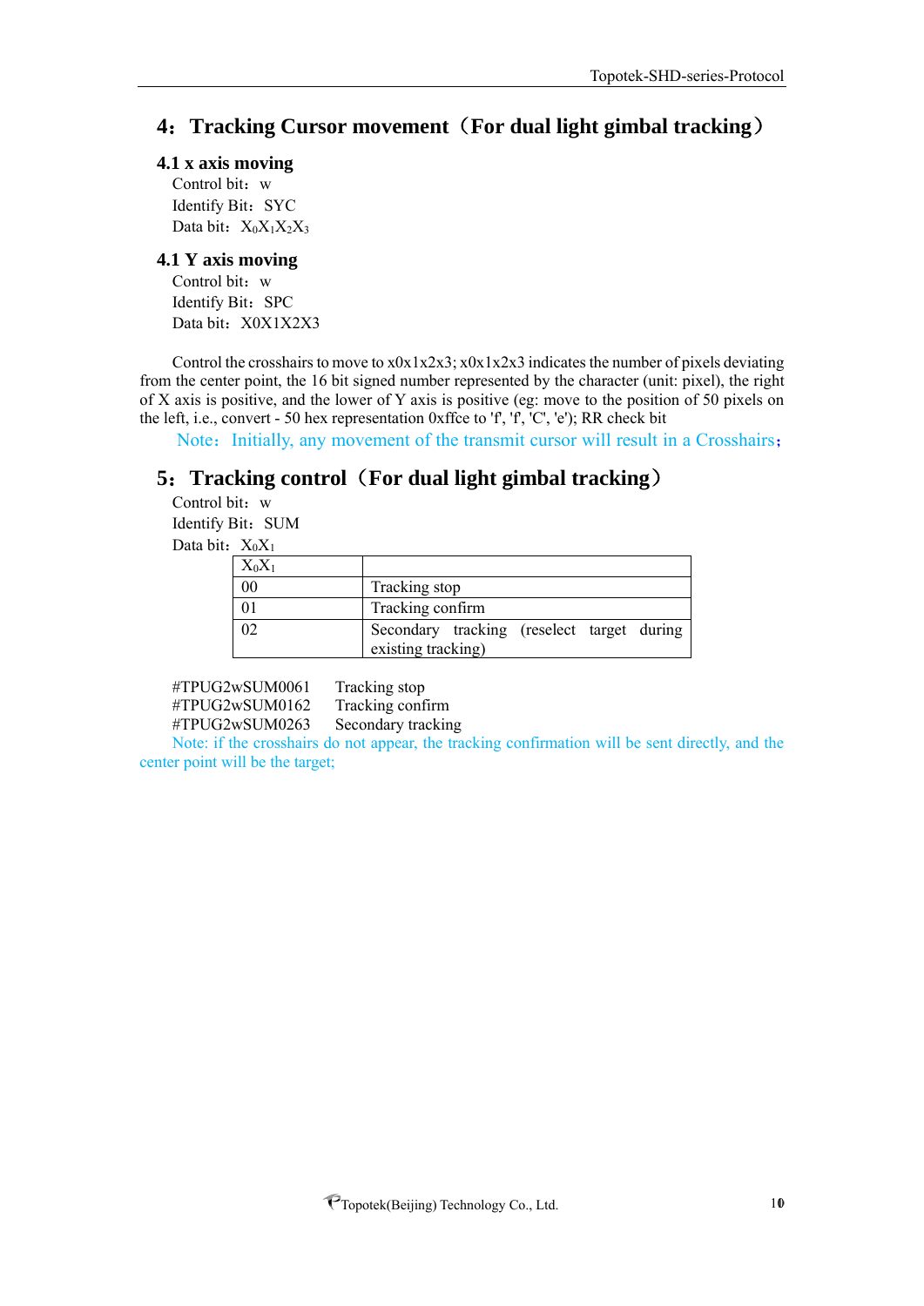## 4：Tracking Cursor movement（For dual light gimbal tracking）

### 4.1 x axis moving

Control bit：w

Identify Bit：SYC

Data bit：$X_0X_1X_2X_3$

### 4.1 Y axis moving

Control bit：w

Identify Bit：SPC

Data bit：X0X1X2X3

Control the crosshairs to move to x0x1x2x3; x0x1x2x3 indicates the number of pixels deviating from the center point, the 16 bit signed number represented by the character (unit: pixel), the right of X axis is positive, and the lower of Y axis is positive (eg: move to the position of 50 pixels on the left, i.e., convert - 50 hex representation 0xffce to 'f', 'f', 'C', 'e'); RR check bit

Note：Initially, any movement of the transmit cursor will result in a Crosshairs；

## 5：Tracking control（For dual light gimbal tracking）

Control bit：w

Identify Bit：SUM

Data bit：$X_0X_1$

| $X_0X_1$ | |
|---|---|
| 00 | Tracking stop |
| 01 | Tracking confirm |
| 02 | Secondary tracking (reselect target during existing tracking) |

#TPUG2wSUM0061  Tracking stop

#TPUG2wSUM0162  Tracking confirm

#TPUG2wSUM0263  Secondary tracking

Note: if the crosshairs do not appear, the tracking confirmation will be sent directly, and the center point will be the target;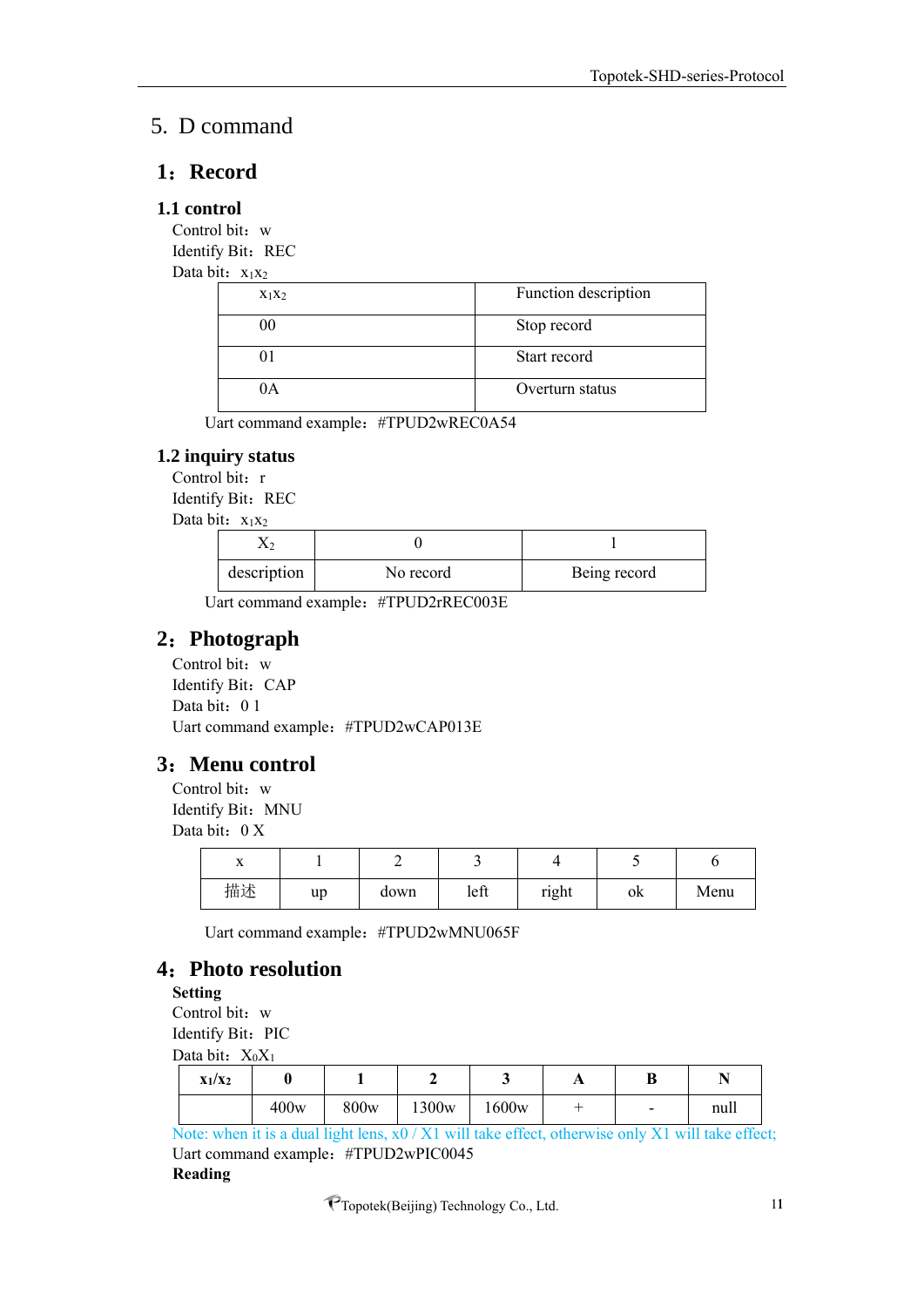## 5. D command

### 1：Record

#### 1.1 control

Control bit：w

Identify Bit：REC

Data bit：$x_1x_2$

| $x_1x_2$ | Function description |
|---|---|
| 00 | Stop record |
| 01 | Start record |
| 0A | Overturn status |

Uart command example：#TPUD2wREC0A54

#### 1.2 inquiry status

Control bit：r

Identify Bit：REC

Data bit：$x_1x_2$

| $X_2$ | 0 | 1 |
|---|---|---|
| description | No record | Being record |

Uart command example：#TPUD2rREC003E

### 2：Photograph

Control bit：w

Identify Bit：CAP

Data bit：0 1

Uart command example：#TPUD2wCAP013E

### 3：Menu control

Control bit：w

Identify Bit：MNU

Data bit：0 X

| x | 1 | 2 | 3 | 4 | 5 | 6 |
|---|---|---|---|---|---|---|
| 描述 | up | down | left | right | ok | Menu |

Uart command example：#TPUD2wMNU065F

### 4：Photo resolution

**Setting**

Control bit：w

Identify Bit：PIC

Data bit：$X_0X_1$

| **$x_1/x_2$** | **0** | **1** | **2** | **3** | **A** | **B** | **N** |
|---|---|---|---|---|---|---|---|
| | 400w | 800w | 1300w | 1600w | + | - | null |

Note: when it is a dual light lens, x0 / X1 will take effect, otherwise only X1 will take effect;

Uart command example：#TPUD2wPIC0045

**Reading**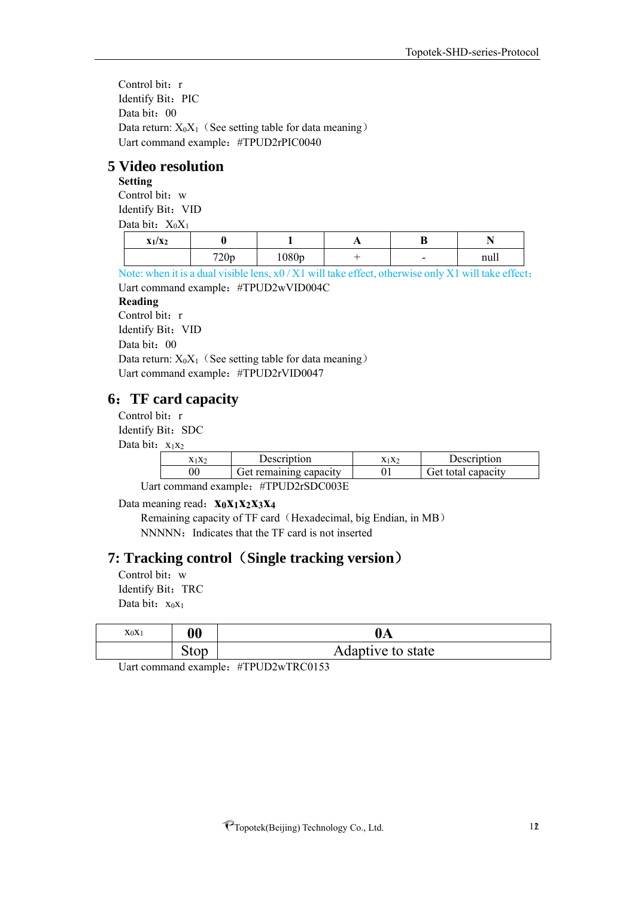Control bit：r
Identify Bit：PIC
Data bit：00
Data return: $X_0X_1$（See setting table for data meaning）
Uart command example：#TPUD2rPIC0040

## 5 Video resolution

**Setting**
Control bit：w
Identify Bit：VID
Data bit：$X_0X_1$

| $x_1/x_2$ | 0 | 1 | A | B | N |
|---|---|---|---|---|---|
| | 720p | 1080p | + | - | null |

Note: when it is a dual visible lens, x0 / X1 will take effect, otherwise only X1 will take effect；
Uart command example：#TPUD2wVID004C

**Reading**
Control bit：r
Identify Bit：VID
Data bit：00
Data return: $X_0X_1$（See setting table for data meaning）
Uart command example：#TPUD2rVID0047

## 6：TF card capacity

Control bit：r
Identify Bit：SDC
Data bit：$x_1x_2$

| $x_1x_2$ | Description | $x_1x_2$ | Description |
|---|---|---|---|
| 00 | Get remaining capacity | 01 | Get total capacity |

Uart command example：#TPUD2rSDC003E

Data meaning read：**$x_0x_1x_2x_3x_4$**
Remaining capacity of TF card（Hexadecimal, big Endian, in MB）
NNNNN：Indicates that the TF card is not inserted

## 7: Tracking control（Single tracking version）

Control bit：w
Identify Bit：TRC
Data bit：$x_0x_1$

| $x_0x_1$ | 00 | 0A |
|---|---|---|
| | Stop | Adaptive to state |

Uart command example：#TPUD2wTRC0153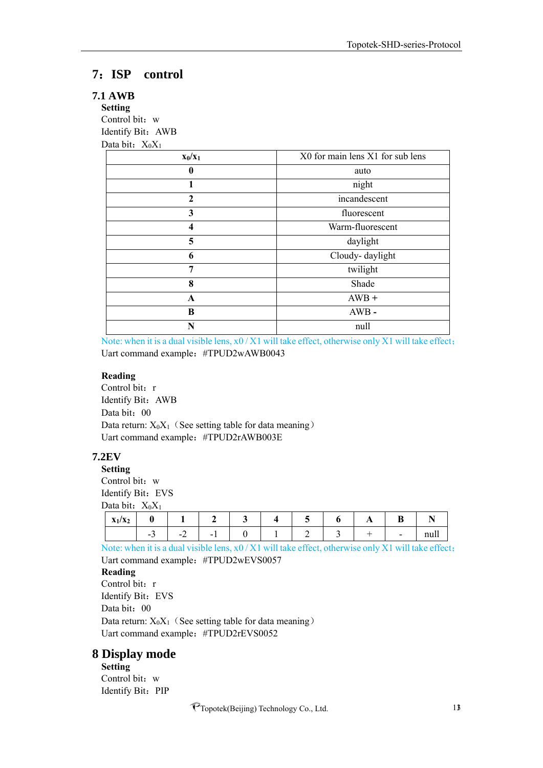## 7：ISP control

### 7.1 AWB

**Setting**

Control bit：w

Identify Bit：AWB

Data bit：$X_0X_1$

| $x_0/x_1$ | X0 for main lens X1 for sub lens |
|---|---|
| **0** | auto |
| **1** | night |
| **2** | incandescent |
| **3** | fluorescent |
| **4** | Warm-fluorescent |
| **5** | daylight |
| **6** | Cloudy- daylight |
| **7** | twilight |
| **8** | Shade |
| **A** | AWB + |
| **B** | AWB **-** |
| **N** | null |

Note: when it is a dual visible lens, x0 / X1 will take effect, otherwise only X1 will take effect；

Uart command example：#TPUD2wAWB0043

**Reading**

Control bit：r

Identify Bit：AWB

Data bit：00

Data return: $X_0X_1$（See setting table for data meaning）

Uart command example：#TPUD2rAWB003E

### 7.2EV

**Setting**

Control bit：w

Identify Bit：EVS

Data bit：$X_0X_1$

| $x_1/x_2$ | 0 | 1 | 2 | 3 | 4 | 5 | 6 | A | B | N |
|---|---|---|---|---|---|---|---|---|---|---|
| | -3 | -2 | -1 | 0 | 1 | 2 | 3 | + | - | null |

Note: when it is a dual visible lens, x0 / X1 will take effect, otherwise only X1 will take effect；

Uart command example：#TPUD2wEVS0057

**Reading**

Control bit：r

Identify Bit：EVS

Data bit：00

Data return: $X_0X_1$（See setting table for data meaning）

Uart command example：#TPUD2rEVS0052

## 8 Display mode

**Setting**

Control bit：w

Identify Bit：PIP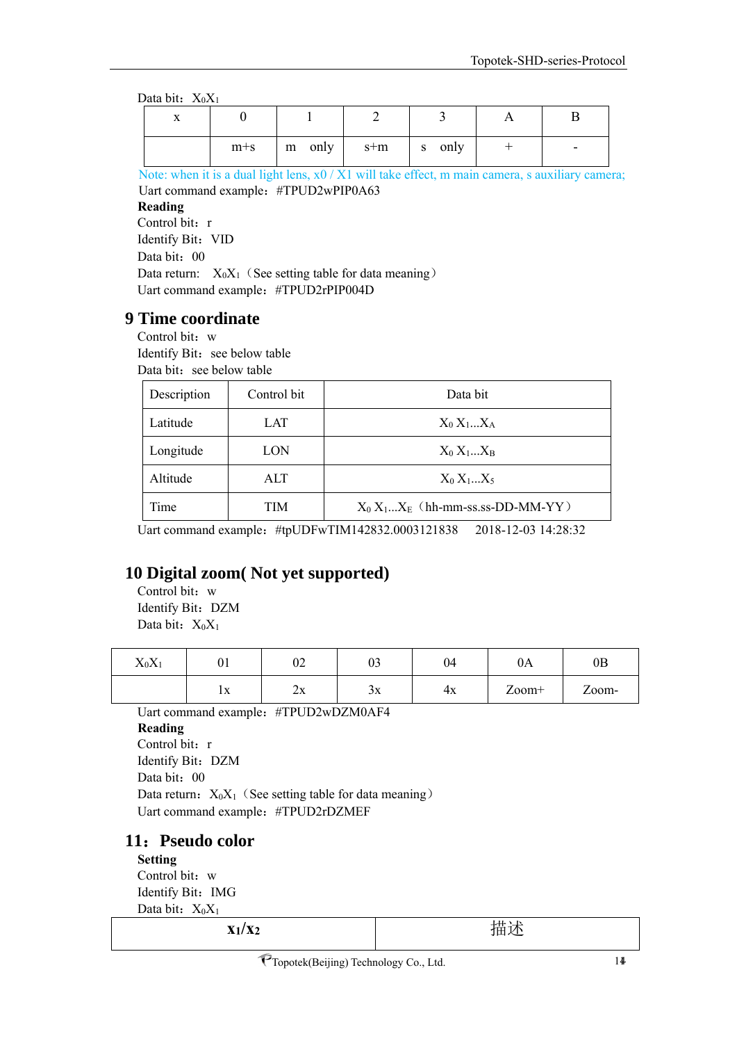Data bit：$X_0X_1$

| x | 0 | 1 | 2 | 3 | A | B |
|---|---|---|---|---|---|---|
| | m+s | m only | s+m | s only | + | - |

Note: when it is a dual light lens, x0 / X1 will take effect, m main camera, s auxiliary camera;

Uart command example：#TPUD2wPIP0A63

**Reading**

Control bit：r

Identify Bit：VID

Data bit：00

Data return: $X_0X_1$（See setting table for data meaning）

Uart command example：#TPUD2rPIP004D

## 9 Time coordinate

Control bit：w

Identify Bit：see below table

Data bit：see below table

| Description | Control bit | Data bit |
|---|---|---|
| Latitude | LAT | $X_0$ $X_1$...$X_A$ |
| Longitude | LON | $X_0$ $X_1$...$X_B$ |
| Altitude | ALT | $X_0$ $X_1$...$X_5$ |
| Time | TIM | $X_0$ $X_1$...$X_E$（hh-mm-ss.ss-DD-MM-YY） |

Uart command example：#tpUDFwTIM142832.0003121838 2018-12-03 14:28:32

## 10 Digital zoom( Not yet supported)

Control bit：w

Identify Bit：DZM

Data bit：$X_0X_1$

| $X_0X_1$ | 01 | 02 | 03 | 04 | 0A | 0B |
|---|---|---|---|---|---|---|
| | 1x | 2x | 3x | 4x | Zoom+ | Zoom- |

Uart command example：#TPUD2wDZM0AF4

**Reading**

Control bit：r

Identify Bit：DZM

Data bit：00

Data return：$X_0X_1$（See setting table for data meaning）

Uart command example：#TPUD2rDZMEF

## 11：Pseudo color

**Setting**

Control bit：w

Identify Bit：IMG

Data bit：$X_0X_1$

| $X_1/X_2$ | 描述 |
|---|---|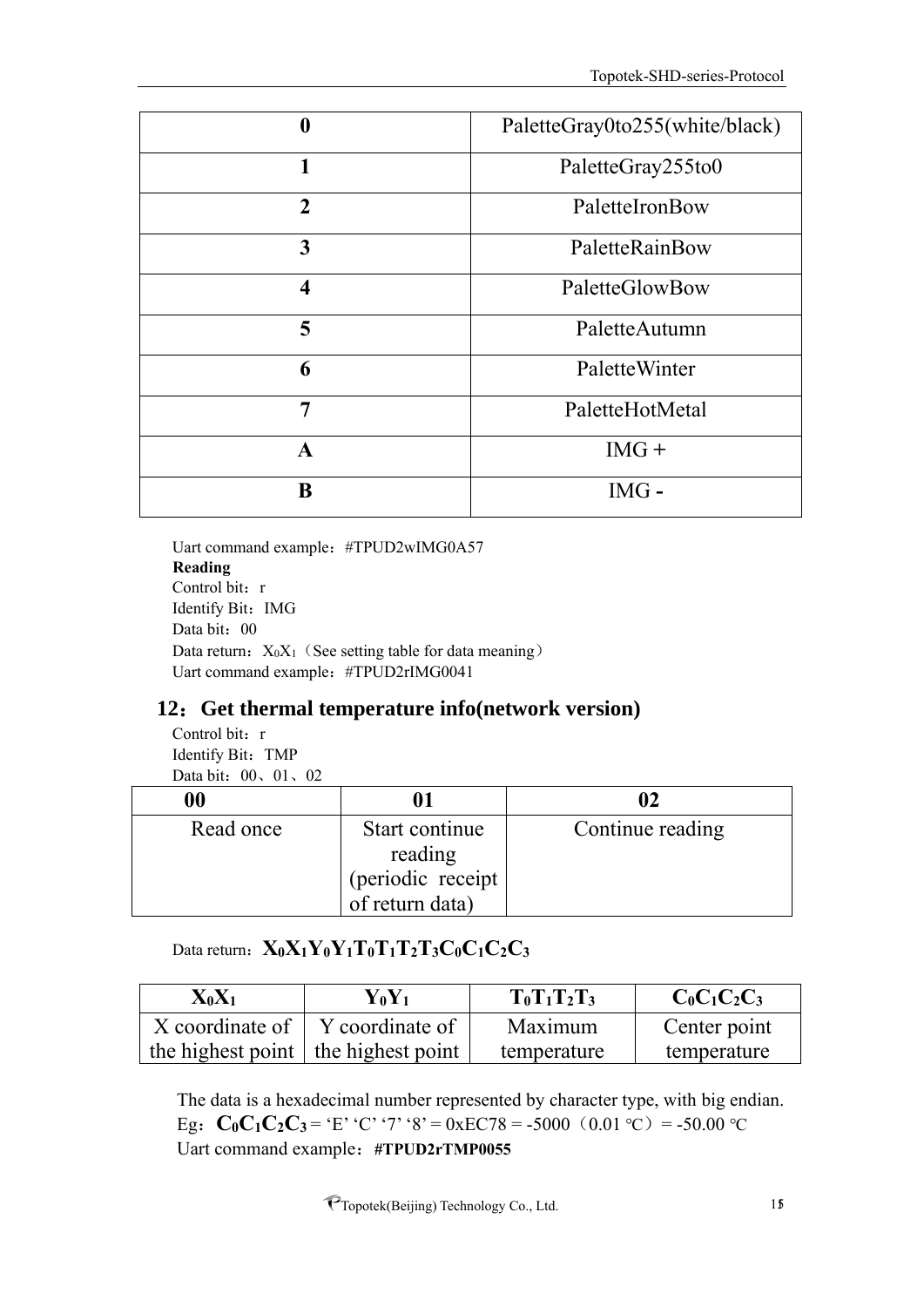| 0 | PaletteGray0to255(white/black) |
|---|---|
| 1 | PaletteGray255to0 |
| 2 | PaletteIronBow |
| 3 | PaletteRainBow |
| 4 | PaletteGlowBow |
| 5 | PaletteAutumn |
| 6 | PaletteWinter |
| 7 | PaletteHotMetal |
| A | IMG + |
| B | IMG - |

Uart command example：#TPUD2wIMG0A57

**Reading**

Control bit：r

Identify Bit：IMG

Data bit：00

Data return：$X_0X_1$（See setting table for data meaning）

Uart command example：#TPUD2rIMG0041

## 12：Get thermal temperature info(network version)

Control bit：r

Identify Bit：TMP

Data bit：00、01、02

| 00 | 01 | 02 |
|---|---|---|
| Read once | Start continue reading (periodic receipt of return data) | Continue reading |

Data return：$X_0X_1Y_0Y_1T_0T_1T_2T_3C_0C_1C_2C_3$

| $X_0X_1$ | $Y_0Y_1$ | $T_0T_1T_2T_3$ | $C_0C_1C_2C_3$ |
|---|---|---|---|
| X coordinate of the highest point | Y coordinate of the highest point | Maximum temperature | Center point temperature |

The data is a hexadecimal number represented by character type, with big endian.

Eg：$C_0C_1C_2C_3$ = 'E' 'C' '7' '8' = 0xEC78 = -5000（0.01 ℃）= -50.00 ℃

Uart command example：**#TPUD2rTMP0055**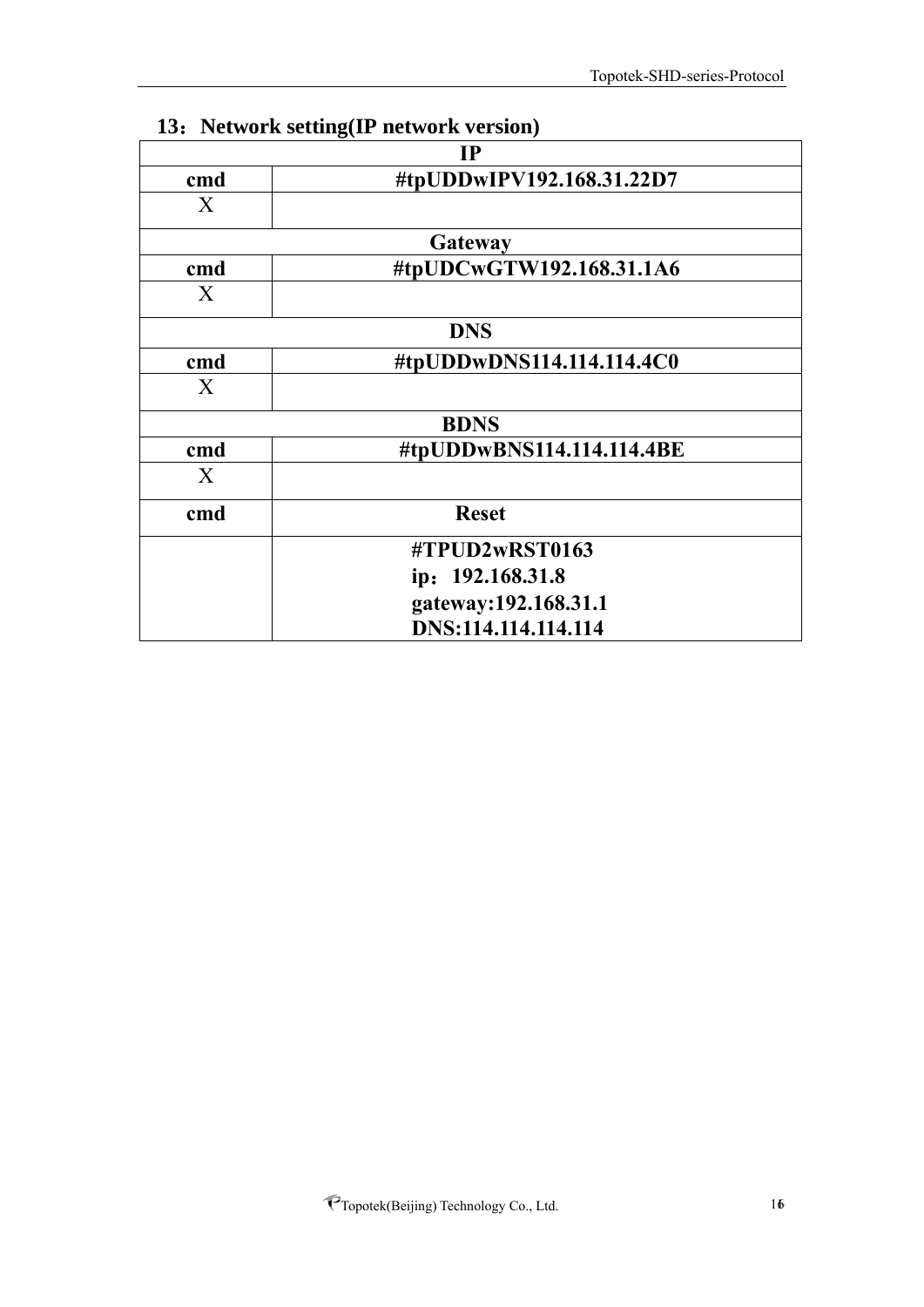## 13：Network setting(IP network version)

| IP | |
|---|---|
| cmd | #tpUDDwIPV192.168.31.22D7 |
| X | |
| Gateway | |
| cmd | #tpUDCwGTW192.168.31.1A6 |
| X | |
| DNS | |
| cmd | #tpUDDwDNS114.114.114.4C0 |
| X | |
| BDNS | |
| cmd | #tpUDDwBNS114.114.114.4BE |
| X | |
| cmd | Reset |
| | #TPUD2wRST0163<br>ip：192.168.31.8<br>gateway:192.168.31.1<br>DNS:114.114.114.114 |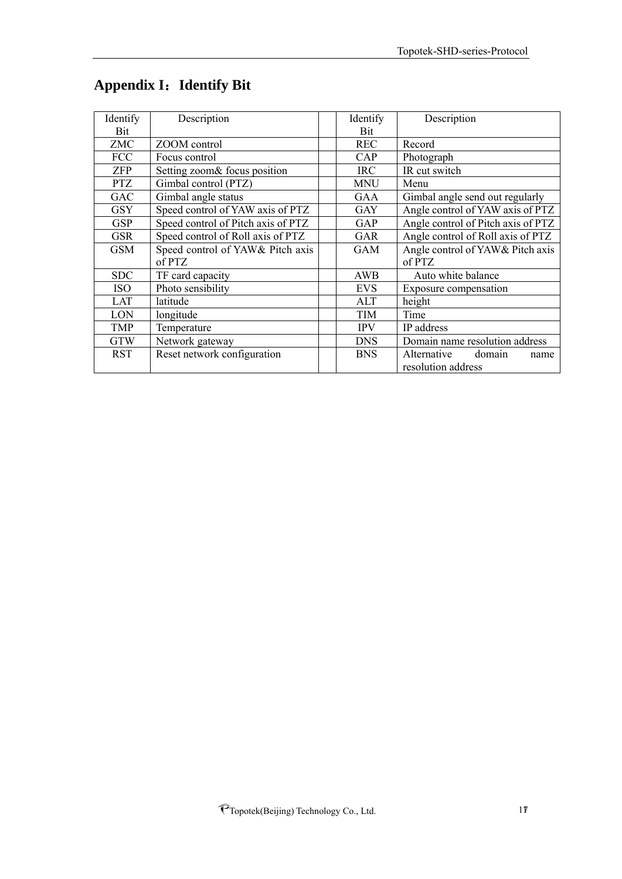## Appendix I：Identify Bit

| Identify Bit | Description | | Identify Bit | Description |
|---|---|---|---|---|
| ZMC | ZOOM control | | REC | Record |
| FCC | Focus control | | CAP | Photograph |
| ZFP | Setting zoom& focus position | | IRC | IR cut switch |
| PTZ | Gimbal control (PTZ) | | MNU | Menu |
| GAC | Gimbal angle status | | GAA | Gimbal angle send out regularly |
| GSY | Speed control of YAW axis of PTZ | | GAY | Angle control of YAW axis of PTZ |
| GSP | Speed control of Pitch axis of PTZ | | GAP | Angle control of Pitch axis of PTZ |
| GSR | Speed control of Roll axis of PTZ | | GAR | Angle control of Roll axis of PTZ |
| GSM | Speed control of YAW& Pitch axis of PTZ | | GAM | Angle control of YAW& Pitch axis of PTZ |
| SDC | TF card capacity | | AWB | Auto white balance |
| ISO | Photo sensibility | | EVS | Exposure compensation |
| LAT | latitude | | ALT | height |
| LON | longitude | | TIM | Time |
| TMP | Temperature | | IPV | IP address |
| GTW | Network gateway | | DNS | Domain name resolution address |
| RST | Reset network configuration | | BNS | Alternative domain name resolution address |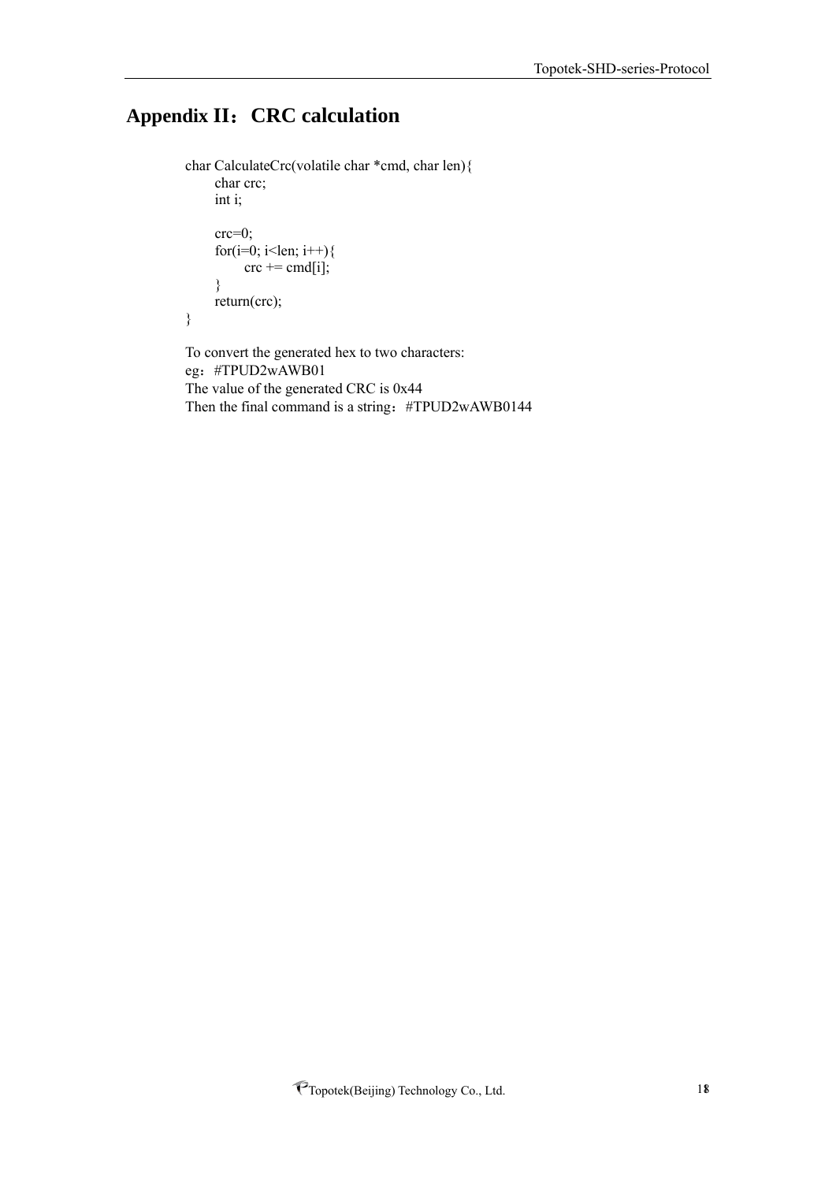# Appendix II：CRC calculation

```
char CalculateCrc(volatile char *cmd, char len){
    char crc;
    int i;

    crc=0;
    for(i=0; i<len; i++){
        crc += cmd[i];
    }
    return(crc);
}
```

To convert the generated hex to two characters:
eg：#TPUD2wAWB01
The value of the generated CRC is 0x44
Then the final command is a string：#TPUD2wAWB0144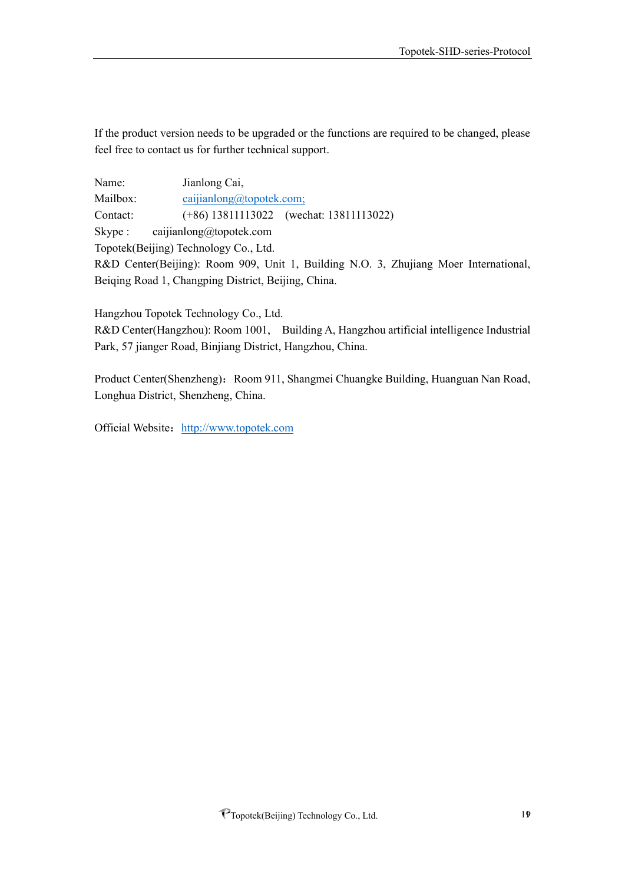If the product version needs to be upgraded or the functions are required to be changed, please feel free to contact us for further technical support.

Name: Jianlong Cai,
Mailbox: caijianlong@topotek.com;
Contact: (+86) 13811113022 (wechat: 13811113022)
Skype : caijianlong@topotek.com
Topotek(Beijing) Technology Co., Ltd.
R&D Center(Beijing): Room 909, Unit 1, Building N.O. 3, Zhujiang Moer International, Beiqing Road 1, Changping District, Beijing, China.

Hangzhou Topotek Technology Co., Ltd.
R&D Center(Hangzhou): Room 1001, Building A, Hangzhou artificial intelligence Industrial Park, 57 jianger Road, Binjiang District, Hangzhou, China.

Product Center(Shenzheng)：Room 911, Shangmei Chuangke Building, Huanguan Nan Road, Longhua District, Shenzheng, China.

Official Website：http://www.topotek.com